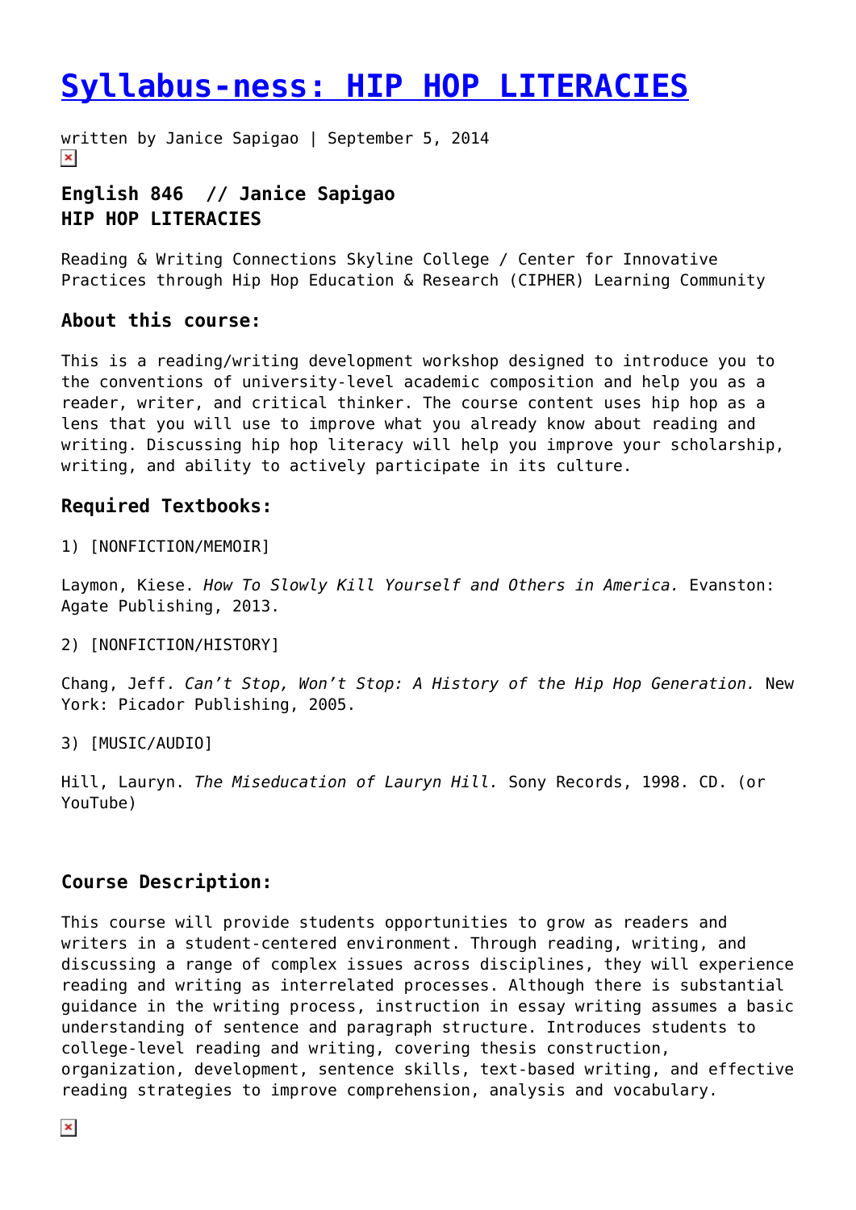# Syllabus-ness: HIP HOP LITERACIES

written by Janice Sapigao | September 5, 2014

### English 846 // Janice Sapigao
### HIP HOP LITERACIES

Reading & Writing Connections Skyline College / Center for Innovative Practices through Hip Hop Education & Research (CIPHER) Learning Community

### About this course:

This is a reading/writing development workshop designed to introduce you to the conventions of university-level academic composition and help you as a reader, writer, and critical thinker. The course content uses hip hop as a lens that you will use to improve what you already know about reading and writing. Discussing hip hop literacy will help you improve your scholarship, writing, and ability to actively participate in its culture.

### Required Textbooks:

1) [NONFICTION/MEMOIR]

Laymon, Kiese. *How To Slowly Kill Yourself and Others in America.* Evanston: Agate Publishing, 2013.

2) [NONFICTION/HISTORY]

Chang, Jeff. *Can't Stop, Won't Stop: A History of the Hip Hop Generation.* New York: Picador Publishing, 2005.

3) [MUSIC/AUDIO]

Hill, Lauryn. *The Miseducation of Lauryn Hill.* Sony Records, 1998. CD. (or YouTube)

### Course Description:

This course will provide students opportunities to grow as readers and writers in a student-centered environment. Through reading, writing, and discussing a range of complex issues across disciplines, they will experience reading and writing as interrelated processes. Although there is substantial guidance in the writing process, instruction in essay writing assumes a basic understanding of sentence and paragraph structure. Introduces students to college-level reading and writing, covering thesis construction, organization, development, sentence skills, text-based writing, and effective reading strategies to improve comprehension, analysis and vocabulary.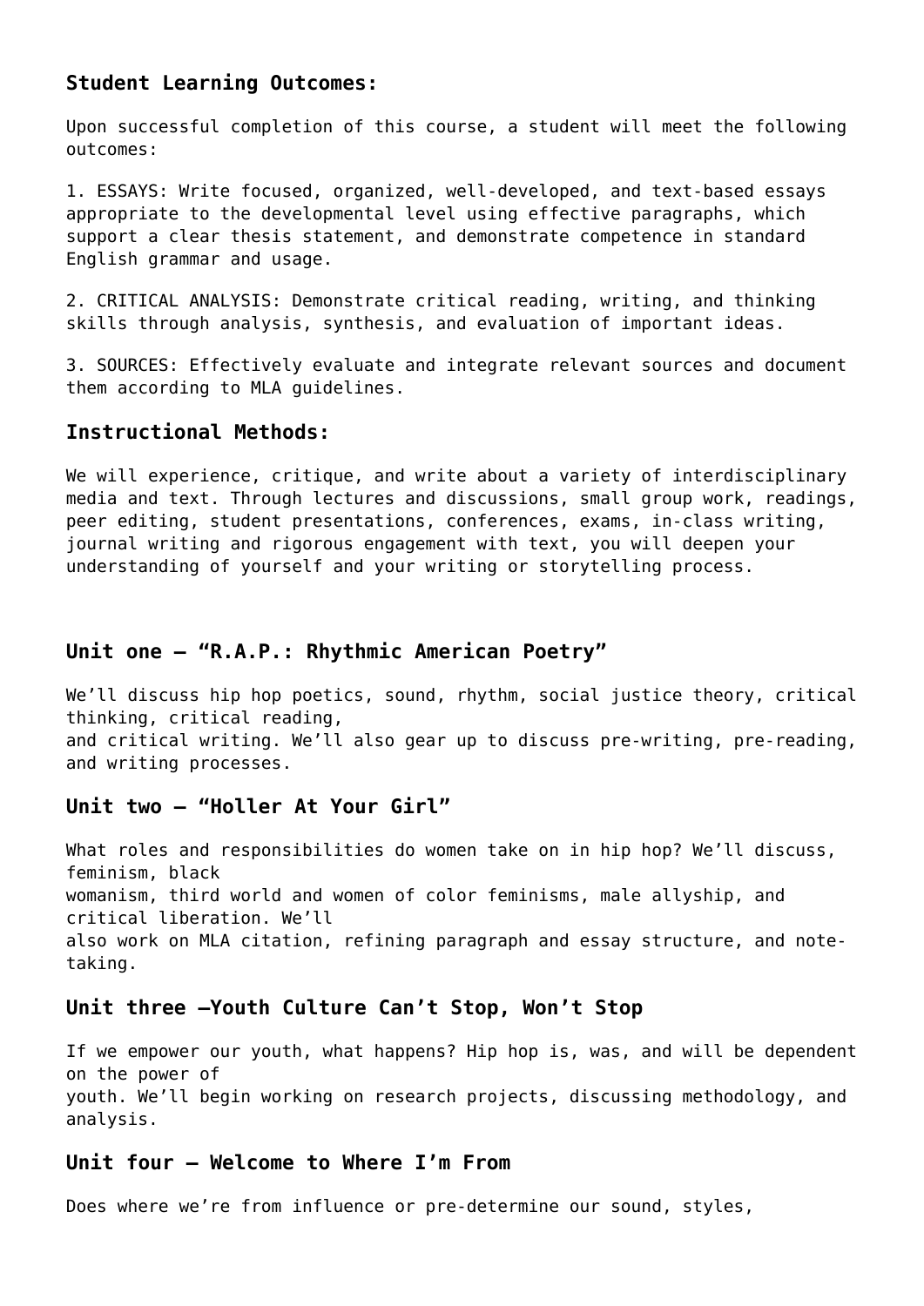### Student Learning Outcomes:

Upon successful completion of this course, a student will meet the following outcomes:

1. ESSAYS: Write focused, organized, well-developed, and text-based essays appropriate to the developmental level using effective paragraphs, which support a clear thesis statement, and demonstrate competence in standard English grammar and usage.

2. CRITICAL ANALYSIS: Demonstrate critical reading, writing, and thinking skills through analysis, synthesis, and evaluation of important ideas.

3. SOURCES: Effectively evaluate and integrate relevant sources and document them according to MLA guidelines.

### Instructional Methods:

We will experience, critique, and write about a variety of interdisciplinary media and text. Through lectures and discussions, small group work, readings, peer editing, student presentations, conferences, exams, in-class writing, journal writing and rigorous engagement with text, you will deepen your understanding of yourself and your writing or storytelling process.

### Unit one – "R.A.P.: Rhythmic American Poetry"

We'll discuss hip hop poetics, sound, rhythm, social justice theory, critical thinking, critical reading, and critical writing. We'll also gear up to discuss pre-writing, pre-reading, and writing processes.

### Unit two – "Holler At Your Girl"

What roles and responsibilities do women take on in hip hop? We'll discuss, feminism, black womanism, third world and women of color feminisms, male allyship, and critical liberation. We'll also work on MLA citation, refining paragraph and essay structure, and note-taking.

### Unit three –Youth Culture Can't Stop, Won't Stop

If we empower our youth, what happens? Hip hop is, was, and will be dependent on the power of youth. We'll begin working on research projects, discussing methodology, and analysis.

### Unit four – Welcome to Where I'm From

Does where we're from influence or pre-determine our sound, styles,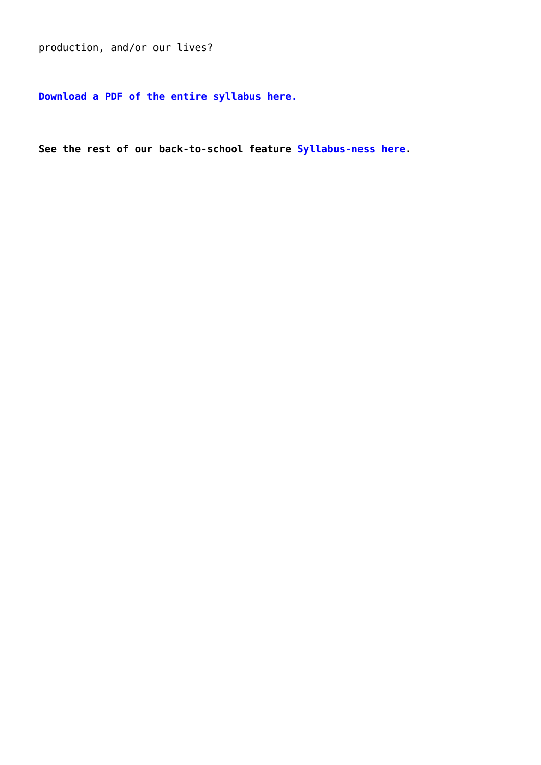production, and/or our lives?

**[Download a PDF of the entire syllabus here.]()**

---

**See the rest of our back-to-school feature [Syllabus-ness here]().**